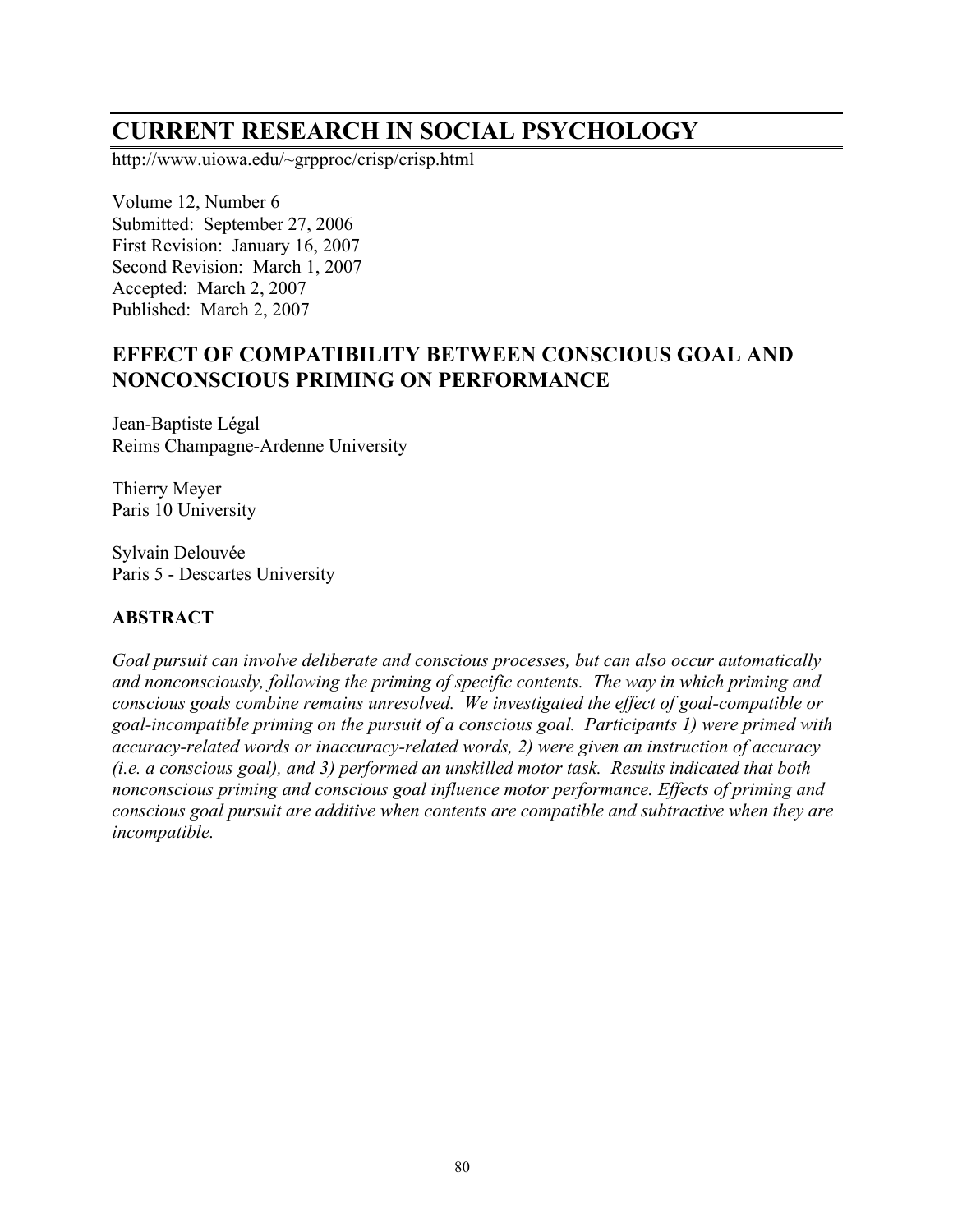# CURRENT RESEARCH IN SOCIAL PSYCHOLOGY

http://www.uiowa.edu/~grpproc/crisp/crisp.html

Volume 12, Number 6
Submitted: September 27, 2006
First Revision: January 16, 2007
Second Revision: March 1, 2007
Accepted: March 2, 2007
Published: March 2, 2007

## EFFECT OF COMPATIBILITY BETWEEN CONSCIOUS GOAL AND NONCONSCIOUS PRIMING ON PERFORMANCE

Jean-Baptiste Légal
Reims Champagne-Ardenne University

Thierry Meyer
Paris 10 University

Sylvain Delouvée
Paris 5 - Descartes University

### ABSTRACT

*Goal pursuit can involve deliberate and conscious processes, but can also occur automatically and nonconsciously, following the priming of specific contents. The way in which priming and conscious goals combine remains unresolved. We investigated the effect of goal-compatible or goal-incompatible priming on the pursuit of a conscious goal. Participants 1) were primed with accuracy-related words or inaccuracy-related words, 2) were given an instruction of accuracy (i.e. a conscious goal), and 3) performed an unskilled motor task. Results indicated that both nonconscious priming and conscious goal influence motor performance. Effects of priming and conscious goal pursuit are additive when contents are compatible and subtractive when they are incompatible.*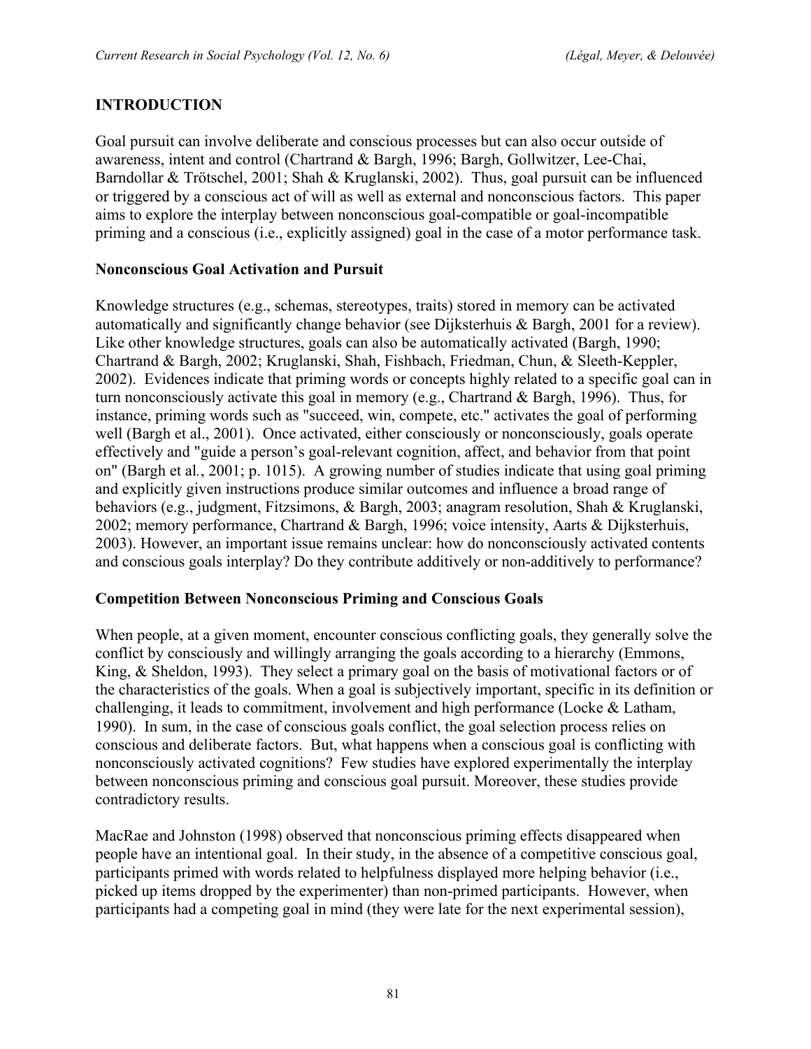## INTRODUCTION

Goal pursuit can involve deliberate and conscious processes but can also occur outside of awareness, intent and control (Chartrand & Bargh, 1996; Bargh, Gollwitzer, Lee-Chai, Barndollar & Trötschel, 2001; Shah & Kruglanski, 2002). Thus, goal pursuit can be influenced or triggered by a conscious act of will as well as external and nonconscious factors. This paper aims to explore the interplay between nonconscious goal-compatible or goal-incompatible priming and a conscious (i.e., explicitly assigned) goal in the case of a motor performance task.

### Nonconscious Goal Activation and Pursuit

Knowledge structures (e.g., schemas, stereotypes, traits) stored in memory can be activated automatically and significantly change behavior (see Dijksterhuis & Bargh, 2001 for a review). Like other knowledge structures, goals can also be automatically activated (Bargh, 1990; Chartrand & Bargh, 2002; Kruglanski, Shah, Fishbach, Friedman, Chun, & Sleeth-Keppler, 2002). Evidences indicate that priming words or concepts highly related to a specific goal can in turn nonconsciously activate this goal in memory (e.g., Chartrand & Bargh, 1996). Thus, for instance, priming words such as "succeed, win, compete, etc." activates the goal of performing well (Bargh et al., 2001). Once activated, either consciously or nonconsciously, goals operate effectively and "guide a person's goal-relevant cognition, affect, and behavior from that point on" (Bargh et al., 2001; p. 1015). A growing number of studies indicate that using goal priming and explicitly given instructions produce similar outcomes and influence a broad range of behaviors (e.g., judgment, Fitzsimons, & Bargh, 2003; anagram resolution, Shah & Kruglanski, 2002; memory performance, Chartrand & Bargh, 1996; voice intensity, Aarts & Dijksterhuis, 2003). However, an important issue remains unclear: how do nonconsciously activated contents and conscious goals interplay? Do they contribute additively or non-additively to performance?

### Competition Between Nonconscious Priming and Conscious Goals

When people, at a given moment, encounter conscious conflicting goals, they generally solve the conflict by consciously and willingly arranging the goals according to a hierarchy (Emmons, King, & Sheldon, 1993). They select a primary goal on the basis of motivational factors or of the characteristics of the goals. When a goal is subjectively important, specific in its definition or challenging, it leads to commitment, involvement and high performance (Locke & Latham, 1990). In sum, in the case of conscious goals conflict, the goal selection process relies on conscious and deliberate factors. But, what happens when a conscious goal is conflicting with nonconsciously activated cognitions? Few studies have explored experimentally the interplay between nonconscious priming and conscious goal pursuit. Moreover, these studies provide contradictory results.

MacRae and Johnston (1998) observed that nonconscious priming effects disappeared when people have an intentional goal. In their study, in the absence of a competitive conscious goal, participants primed with words related to helpfulness displayed more helping behavior (i.e., picked up items dropped by the experimenter) than non-primed participants. However, when participants had a competing goal in mind (they were late for the next experimental session),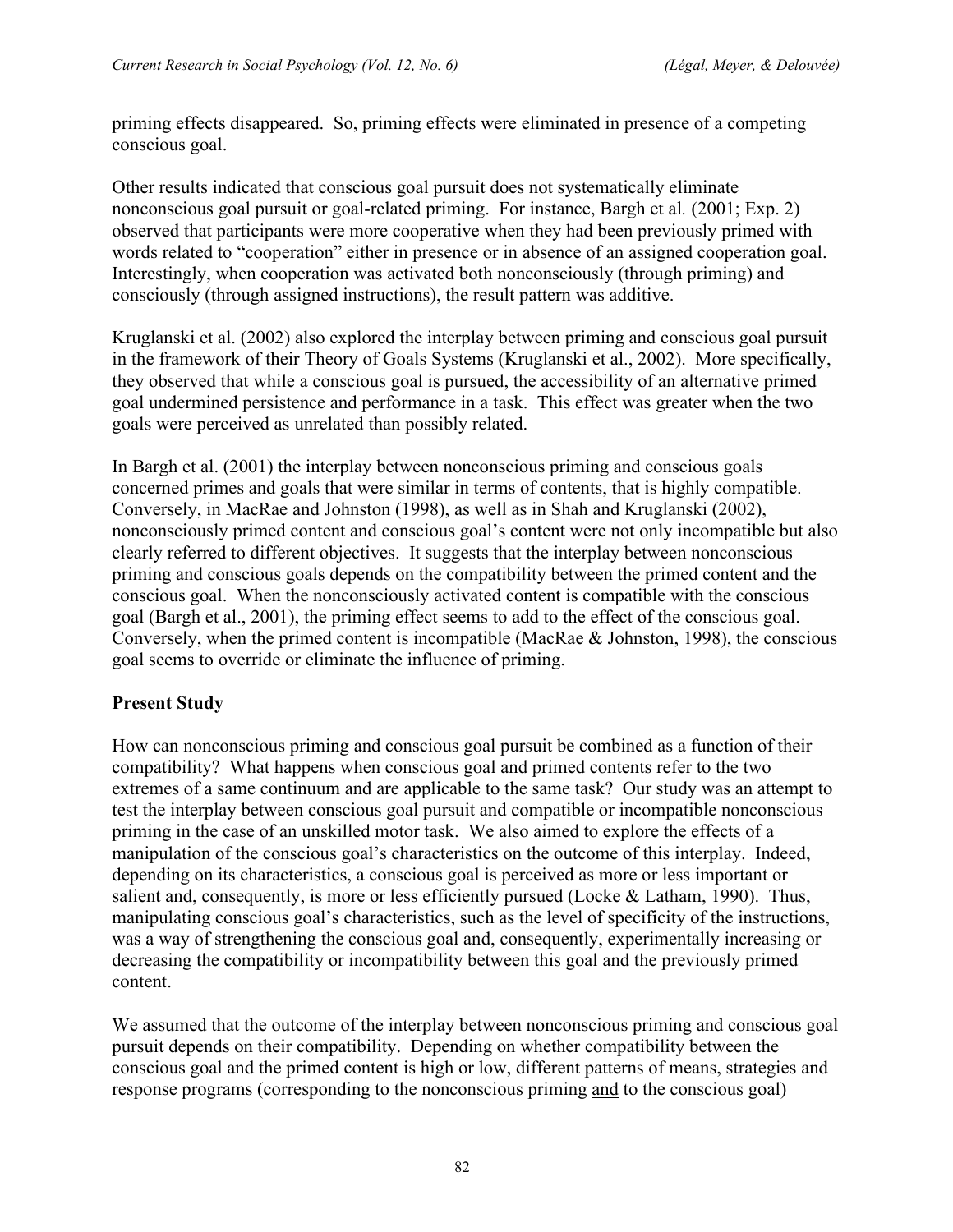priming effects disappeared. So, priming effects were eliminated in presence of a competing conscious goal.

Other results indicated that conscious goal pursuit does not systematically eliminate nonconscious goal pursuit or goal-related priming. For instance, Bargh et al*.* (2001; Exp. 2) observed that participants were more cooperative when they had been previously primed with words related to "cooperation" either in presence or in absence of an assigned cooperation goal. Interestingly, when cooperation was activated both nonconsciously (through priming) and consciously (through assigned instructions), the result pattern was additive.

Kruglanski et al. (2002) also explored the interplay between priming and conscious goal pursuit in the framework of their Theory of Goals Systems (Kruglanski et al., 2002). More specifically, they observed that while a conscious goal is pursued, the accessibility of an alternative primed goal undermined persistence and performance in a task. This effect was greater when the two goals were perceived as unrelated than possibly related.

In Bargh et al. (2001) the interplay between nonconscious priming and conscious goals concerned primes and goals that were similar in terms of contents, that is highly compatible. Conversely, in MacRae and Johnston (1998), as well as in Shah and Kruglanski (2002), nonconsciously primed content and conscious goal's content were not only incompatible but also clearly referred to different objectives. It suggests that the interplay between nonconscious priming and conscious goals depends on the compatibility between the primed content and the conscious goal. When the nonconsciously activated content is compatible with the conscious goal (Bargh et al., 2001), the priming effect seems to add to the effect of the conscious goal. Conversely, when the primed content is incompatible (MacRae & Johnston, 1998), the conscious goal seems to override or eliminate the influence of priming.

## Present Study

How can nonconscious priming and conscious goal pursuit be combined as a function of their compatibility? What happens when conscious goal and primed contents refer to the two extremes of a same continuum and are applicable to the same task? Our study was an attempt to test the interplay between conscious goal pursuit and compatible or incompatible nonconscious priming in the case of an unskilled motor task. We also aimed to explore the effects of a manipulation of the conscious goal's characteristics on the outcome of this interplay. Indeed, depending on its characteristics, a conscious goal is perceived as more or less important or salient and, consequently, is more or less efficiently pursued (Locke & Latham, 1990). Thus, manipulating conscious goal's characteristics, such as the level of specificity of the instructions, was a way of strengthening the conscious goal and, consequently, experimentally increasing or decreasing the compatibility or incompatibility between this goal and the previously primed content.

We assumed that the outcome of the interplay between nonconscious priming and conscious goal pursuit depends on their compatibility. Depending on whether compatibility between the conscious goal and the primed content is high or low, different patterns of means, strategies and response programs (corresponding to the nonconscious priming <u>and</u> to the conscious goal)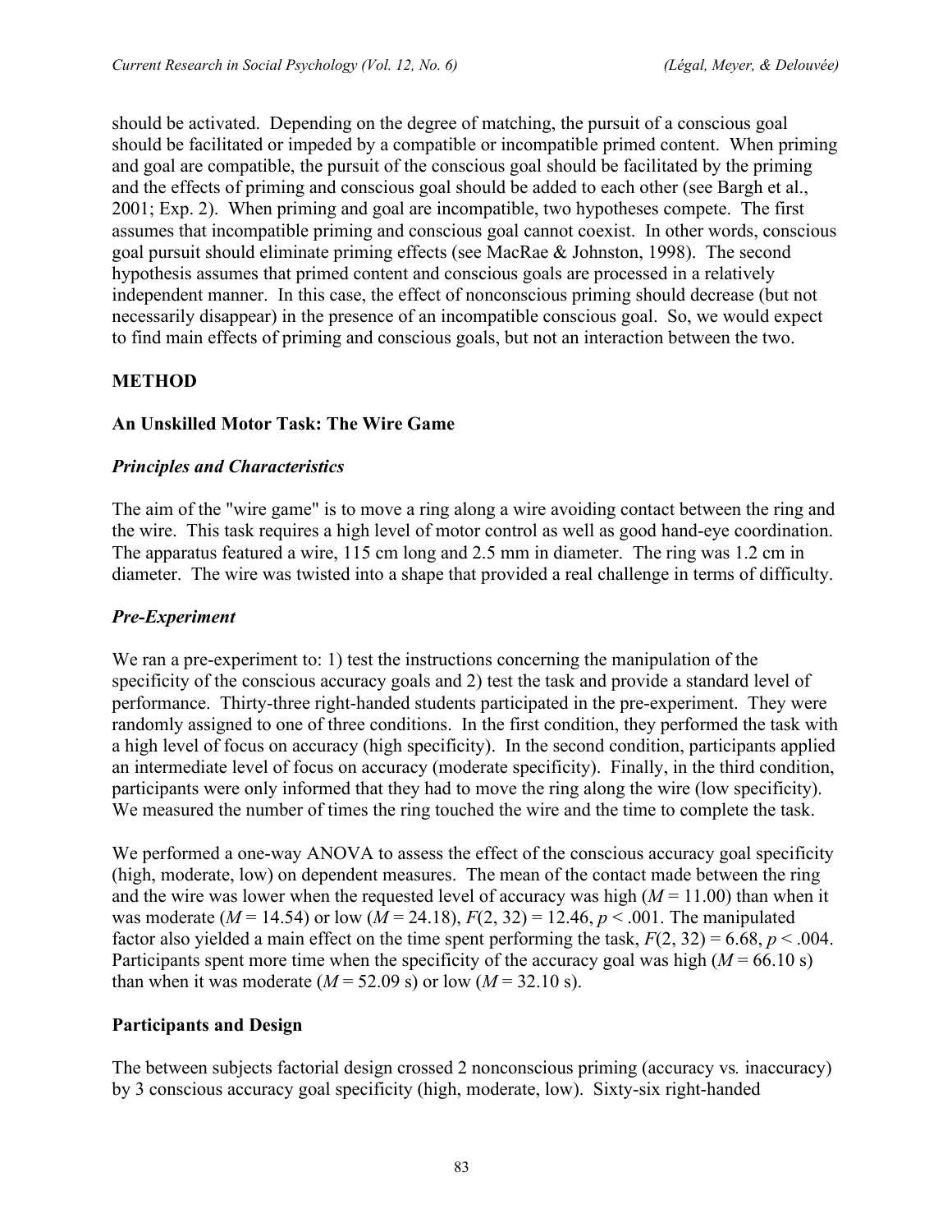should be activated. Depending on the degree of matching, the pursuit of a conscious goal should be facilitated or impeded by a compatible or incompatible primed content. When priming and goal are compatible, the pursuit of the conscious goal should be facilitated by the priming and the effects of priming and conscious goal should be added to each other (see Bargh et al., 2001; Exp. 2). When priming and goal are incompatible, two hypotheses compete. The first assumes that incompatible priming and conscious goal cannot coexist. In other words, conscious goal pursuit should eliminate priming effects (see MacRae & Johnston, 1998). The second hypothesis assumes that primed content and conscious goals are processed in a relatively independent manner. In this case, the effect of nonconscious priming should decrease (but not necessarily disappear) in the presence of an incompatible conscious goal. So, we would expect to find main effects of priming and conscious goals, but not an interaction between the two.

## METHOD

### An Unskilled Motor Task: The Wire Game

#### *Principles and Characteristics*

The aim of the "wire game" is to move a ring along a wire avoiding contact between the ring and the wire. This task requires a high level of motor control as well as good hand-eye coordination. The apparatus featured a wire, 115 cm long and 2.5 mm in diameter. The ring was 1.2 cm in diameter. The wire was twisted into a shape that provided a real challenge in terms of difficulty.

#### *Pre-Experiment*

We ran a pre-experiment to: 1) test the instructions concerning the manipulation of the specificity of the conscious accuracy goals and 2) test the task and provide a standard level of performance. Thirty-three right-handed students participated in the pre-experiment. They were randomly assigned to one of three conditions. In the first condition, they performed the task with a high level of focus on accuracy (high specificity). In the second condition, participants applied an intermediate level of focus on accuracy (moderate specificity). Finally, in the third condition, participants were only informed that they had to move the ring along the wire (low specificity). We measured the number of times the ring touched the wire and the time to complete the task.

We performed a one-way ANOVA to assess the effect of the conscious accuracy goal specificity (high, moderate, low) on dependent measures. The mean of the contact made between the ring and the wire was lower when the requested level of accuracy was high ($M = 11.00$) than when it was moderate ($M = 14.54$) or low ($M = 24.18$), $F(2, 32) = 12.46$, $p < .001$. The manipulated factor also yielded a main effect on the time spent performing the task, $F(2, 32) = 6.68$, $p < .004$. Participants spent more time when the specificity of the accuracy goal was high ($M = 66.10$ s) than when it was moderate ($M = 52.09$ s) or low ($M = 32.10$ s).

### Participants and Design

The between subjects factorial design crossed 2 nonconscious priming (accuracy vs. inaccuracy) by 3 conscious accuracy goal specificity (high, moderate, low). Sixty-six right-handed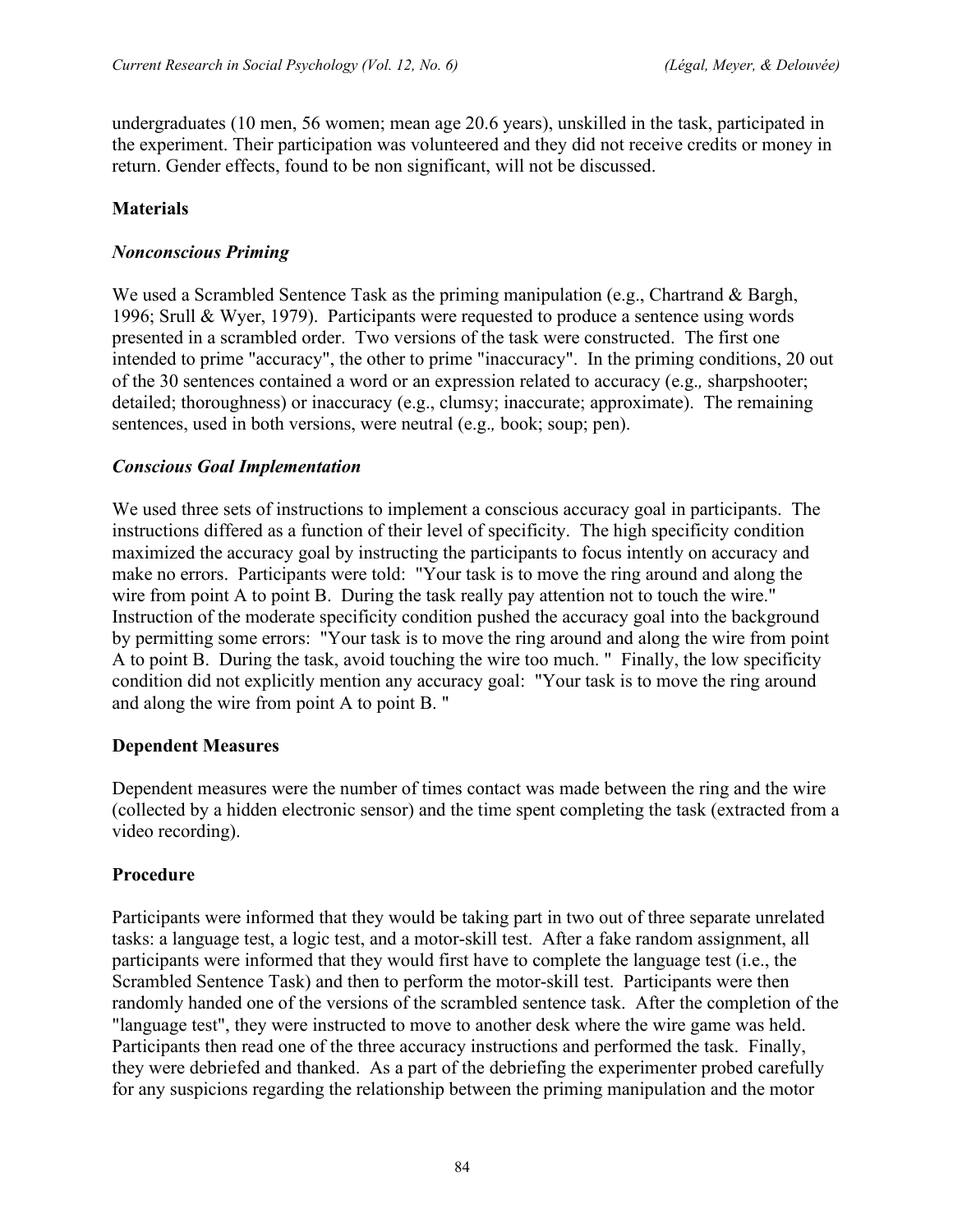undergraduates (10 men, 56 women; mean age 20.6 years), unskilled in the task, participated in the experiment. Their participation was volunteered and they did not receive credits or money in return. Gender effects, found to be non significant, will not be discussed.

## Materials

### *Nonconscious Priming*

We used a Scrambled Sentence Task as the priming manipulation (e.g., Chartrand & Bargh, 1996; Srull & Wyer, 1979). Participants were requested to produce a sentence using words presented in a scrambled order. Two versions of the task were constructed. The first one intended to prime "accuracy", the other to prime "inaccuracy". In the priming conditions, 20 out of the 30 sentences contained a word or an expression related to accuracy (e.g., sharpshooter; detailed; thoroughness) or inaccuracy (e.g., clumsy; inaccurate; approximate). The remaining sentences, used in both versions, were neutral (e.g., book; soup; pen).

### *Conscious Goal Implementation*

We used three sets of instructions to implement a conscious accuracy goal in participants. The instructions differed as a function of their level of specificity. The high specificity condition maximized the accuracy goal by instructing the participants to focus intently on accuracy and make no errors. Participants were told: "Your task is to move the ring around and along the wire from point A to point B. During the task really pay attention not to touch the wire." Instruction of the moderate specificity condition pushed the accuracy goal into the background by permitting some errors: "Your task is to move the ring around and along the wire from point A to point B. During the task, avoid touching the wire too much. " Finally, the low specificity condition did not explicitly mention any accuracy goal: "Your task is to move the ring around and along the wire from point A to point B. "

## Dependent Measures

Dependent measures were the number of times contact was made between the ring and the wire (collected by a hidden electronic sensor) and the time spent completing the task (extracted from a video recording).

## Procedure

Participants were informed that they would be taking part in two out of three separate unrelated tasks: a language test, a logic test, and a motor-skill test. After a fake random assignment, all participants were informed that they would first have to complete the language test (i.e., the Scrambled Sentence Task) and then to perform the motor-skill test. Participants were then randomly handed one of the versions of the scrambled sentence task. After the completion of the "language test", they were instructed to move to another desk where the wire game was held. Participants then read one of the three accuracy instructions and performed the task. Finally, they were debriefed and thanked. As a part of the debriefing the experimenter probed carefully for any suspicions regarding the relationship between the priming manipulation and the motor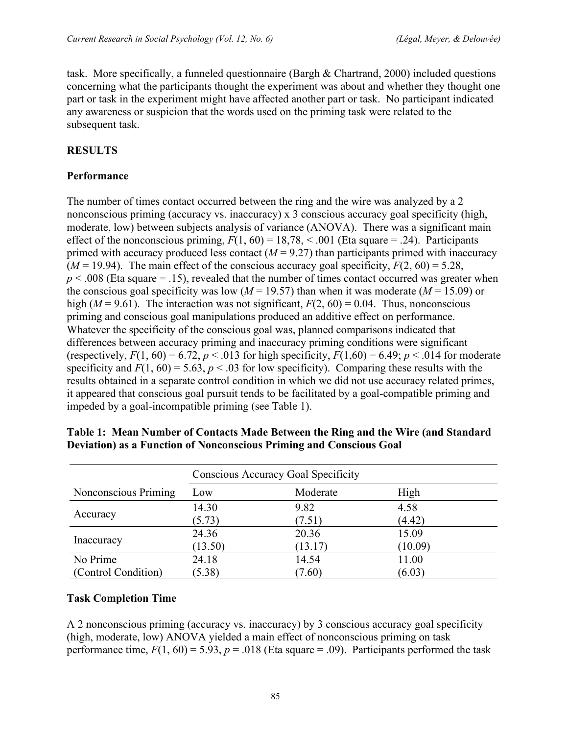task. More specifically, a funneled questionnaire (Bargh & Chartrand, 2000) included questions concerning what the participants thought the experiment was about and whether they thought one part or task in the experiment might have affected another part or task. No participant indicated any awareness or suspicion that the words used on the priming task were related to the subsequent task.

## RESULTS

### Performance

The number of times contact occurred between the ring and the wire was analyzed by a 2 nonconscious priming (accuracy vs. inaccuracy) x 3 conscious accuracy goal specificity (high, moderate, low) between subjects analysis of variance (ANOVA). There was a significant main effect of the nonconscious priming, $F(1, 60) = 18{,}78$, $< .001$ (Eta square = .24). Participants primed with accuracy produced less contact ($M = 9.27$) than participants primed with inaccuracy ($M = 19.94$). The main effect of the conscious accuracy goal specificity, $F(2, 60) = 5.28$, $p < .008$ (Eta square = .15), revealed that the number of times contact occurred was greater when the conscious goal specificity was low ($M = 19.57$) than when it was moderate ($M = 15.09$) or high ($M = 9.61$). The interaction was not significant, $F(2, 60) = 0.04$. Thus, nonconscious priming and conscious goal manipulations produced an additive effect on performance. Whatever the specificity of the conscious goal was, planned comparisons indicated that differences between accuracy priming and inaccuracy priming conditions were significant (respectively, $F(1, 60) = 6.72$, $p < .013$ for high specificity, $F(1,60) = 6.49$; $p < .014$ for moderate specificity and $F(1, 60) = 5.63$, $p < .03$ for low specificity). Comparing these results with the results obtained in a separate control condition in which we did not use accuracy related primes, it appeared that conscious goal pursuit tends to be facilitated by a goal-compatible priming and impeded by a goal-incompatible priming (see Table 1).

**Table 1: Mean Number of Contacts Made Between the Ring and the Wire (and Standard Deviation) as a Function of Nonconscious Priming and Conscious Goal**

| | Conscious Accuracy Goal Specificity | | |
|---|---|---|---|
| Nonconscious Priming | Low | Moderate | High |
| Accuracy | 14.30 (5.73) | 9.82 (7.51) | 4.58 (4.42) |
| Inaccuracy | 24.36 (13.50) | 20.36 (13.17) | 15.09 (10.09) |
| No Prime (Control Condition) | 24.18 (5.38) | 14.54 (7.60) | 11.00 (6.03) |

### Task Completion Time

A 2 nonconscious priming (accuracy vs. inaccuracy) by 3 conscious accuracy goal specificity (high, moderate, low) ANOVA yielded a main effect of nonconscious priming on task performance time, $F(1, 60) = 5.93$, $p = .018$ (Eta square = .09). Participants performed the task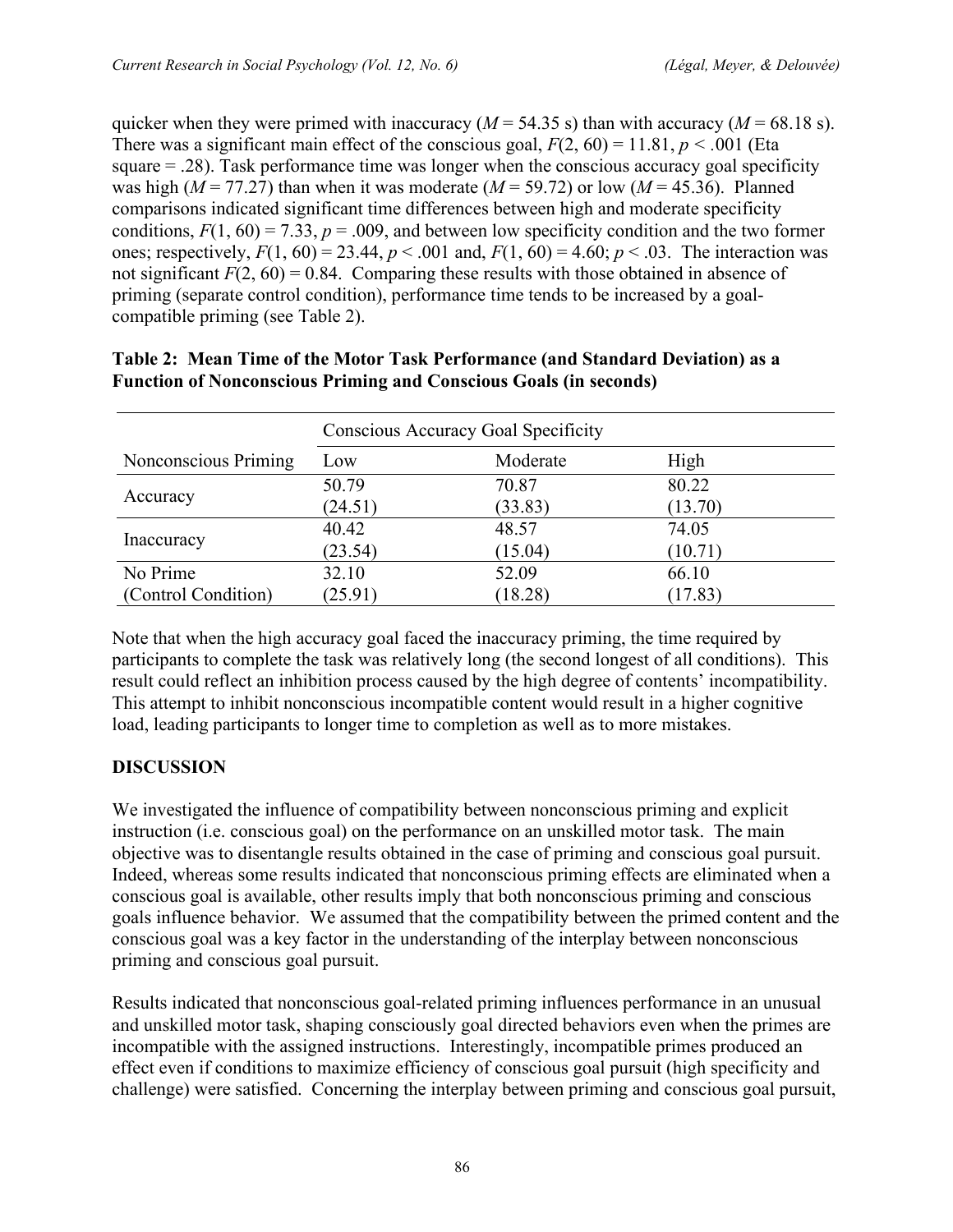quicker when they were primed with inaccuracy (*M* = 54.35 s) than with accuracy (*M* = 68.18 s). There was a significant main effect of the conscious goal, $F(2, 60) = 11.81$, $p < .001$ (Eta square = .28). Task performance time was longer when the conscious accuracy goal specificity was high (*M* = 77.27) than when it was moderate (*M* = 59.72) or low (*M* = 45.36). Planned comparisons indicated significant time differences between high and moderate specificity conditions, $F(1, 60) = 7.33$, $p = .009$, and between low specificity condition and the two former ones; respectively, $F(1, 60) = 23.44$, $p < .001$ and, $F(1, 60) = 4.60$; $p < .03$. The interaction was not significant $F(2, 60) = 0.84$. Comparing these results with those obtained in absence of priming (separate control condition), performance time tends to be increased by a goal-compatible priming (see Table 2).

**Table 2: Mean Time of the Motor Task Performance (and Standard Deviation) as a Function of Nonconscious Priming and Conscious Goals (in seconds)**

| | Conscious Accuracy Goal Specificity | | |
|---|---|---|---|
| Nonconscious Priming | Low | Moderate | High |
| Accuracy | 50.79 (24.51) | 70.87 (33.83) | 80.22 (13.70) |
| Inaccuracy | 40.42 (23.54) | 48.57 (15.04) | 74.05 (10.71) |
| No Prime (Control Condition) | 32.10 (25.91) | 52.09 (18.28) | 66.10 (17.83) |

Note that when the high accuracy goal faced the inaccuracy priming, the time required by participants to complete the task was relatively long (the second longest of all conditions). This result could reflect an inhibition process caused by the high degree of contents' incompatibility. This attempt to inhibit nonconscious incompatible content would result in a higher cognitive load, leading participants to longer time to completion as well as to more mistakes.

## DISCUSSION

We investigated the influence of compatibility between nonconscious priming and explicit instruction (i.e. conscious goal) on the performance on an unskilled motor task. The main objective was to disentangle results obtained in the case of priming and conscious goal pursuit. Indeed, whereas some results indicated that nonconscious priming effects are eliminated when a conscious goal is available, other results imply that both nonconscious priming and conscious goals influence behavior. We assumed that the compatibility between the primed content and the conscious goal was a key factor in the understanding of the interplay between nonconscious priming and conscious goal pursuit.

Results indicated that nonconscious goal-related priming influences performance in an unusual and unskilled motor task, shaping consciously goal directed behaviors even when the primes are incompatible with the assigned instructions. Interestingly, incompatible primes produced an effect even if conditions to maximize efficiency of conscious goal pursuit (high specificity and challenge) were satisfied. Concerning the interplay between priming and conscious goal pursuit,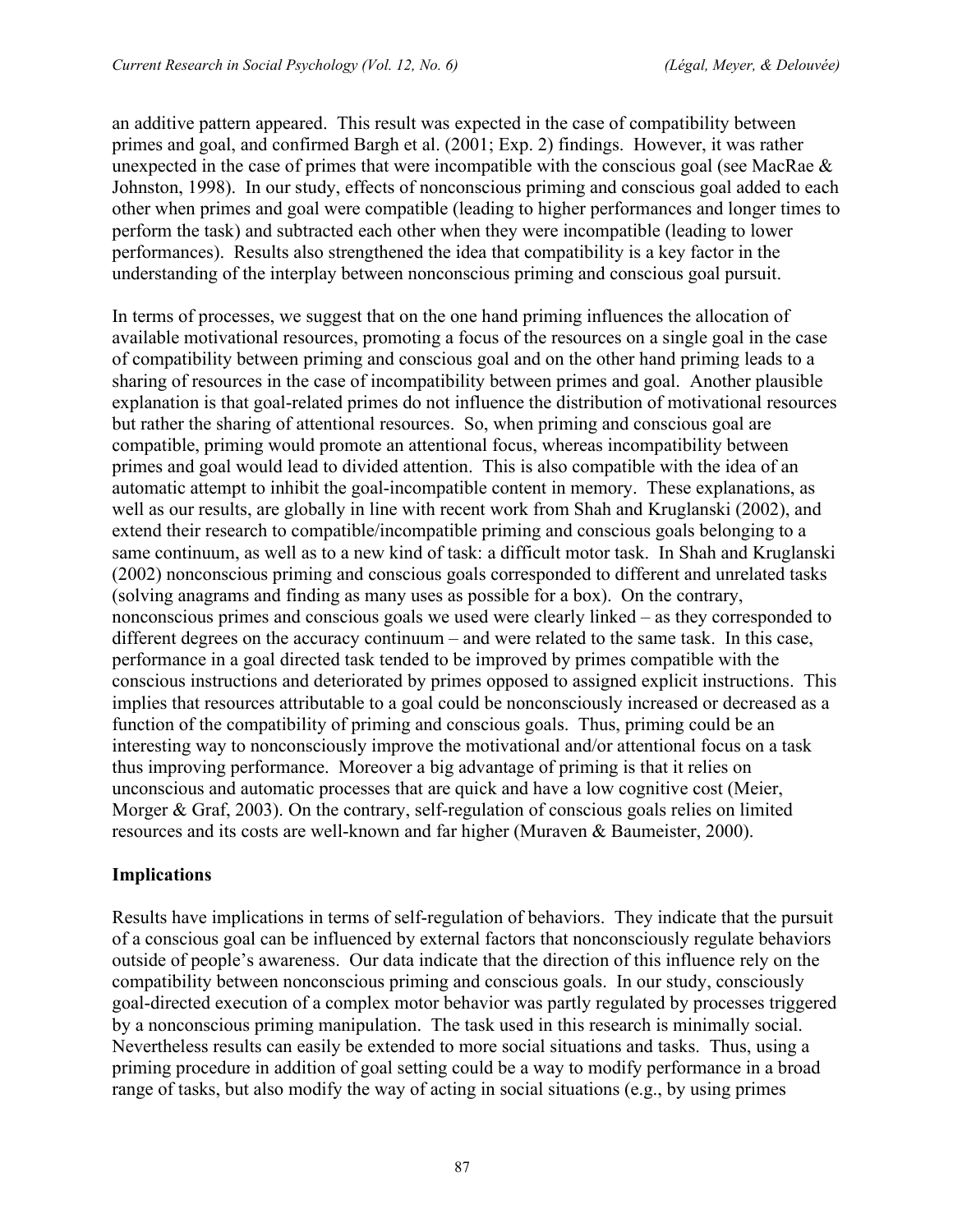an additive pattern appeared. This result was expected in the case of compatibility between primes and goal, and confirmed Bargh et al. (2001; Exp. 2) findings. However, it was rather unexpected in the case of primes that were incompatible with the conscious goal (see MacRae & Johnston, 1998). In our study, effects of nonconscious priming and conscious goal added to each other when primes and goal were compatible (leading to higher performances and longer times to perform the task) and subtracted each other when they were incompatible (leading to lower performances). Results also strengthened the idea that compatibility is a key factor in the understanding of the interplay between nonconscious priming and conscious goal pursuit.

In terms of processes, we suggest that on the one hand priming influences the allocation of available motivational resources, promoting a focus of the resources on a single goal in the case of compatibility between priming and conscious goal and on the other hand priming leads to a sharing of resources in the case of incompatibility between primes and goal. Another plausible explanation is that goal-related primes do not influence the distribution of motivational resources but rather the sharing of attentional resources. So, when priming and conscious goal are compatible, priming would promote an attentional focus, whereas incompatibility between primes and goal would lead to divided attention. This is also compatible with the idea of an automatic attempt to inhibit the goal-incompatible content in memory. These explanations, as well as our results, are globally in line with recent work from Shah and Kruglanski (2002), and extend their research to compatible/incompatible priming and conscious goals belonging to a same continuum, as well as to a new kind of task: a difficult motor task. In Shah and Kruglanski (2002) nonconscious priming and conscious goals corresponded to different and unrelated tasks (solving anagrams and finding as many uses as possible for a box). On the contrary, nonconscious primes and conscious goals we used were clearly linked – as they corresponded to different degrees on the accuracy continuum – and were related to the same task. In this case, performance in a goal directed task tended to be improved by primes compatible with the conscious instructions and deteriorated by primes opposed to assigned explicit instructions. This implies that resources attributable to a goal could be nonconsciously increased or decreased as a function of the compatibility of priming and conscious goals. Thus, priming could be an interesting way to nonconsciously improve the motivational and/or attentional focus on a task thus improving performance. Moreover a big advantage of priming is that it relies on unconscious and automatic processes that are quick and have a low cognitive cost (Meier, Morger & Graf, 2003). On the contrary, self-regulation of conscious goals relies on limited resources and its costs are well-known and far higher (Muraven & Baumeister, 2000).

## Implications

Results have implications in terms of self-regulation of behaviors. They indicate that the pursuit of a conscious goal can be influenced by external factors that nonconsciously regulate behaviors outside of people's awareness. Our data indicate that the direction of this influence rely on the compatibility between nonconscious priming and conscious goals. In our study, consciously goal-directed execution of a complex motor behavior was partly regulated by processes triggered by a nonconscious priming manipulation. The task used in this research is minimally social. Nevertheless results can easily be extended to more social situations and tasks. Thus, using a priming procedure in addition of goal setting could be a way to modify performance in a broad range of tasks, but also modify the way of acting in social situations (e.g., by using primes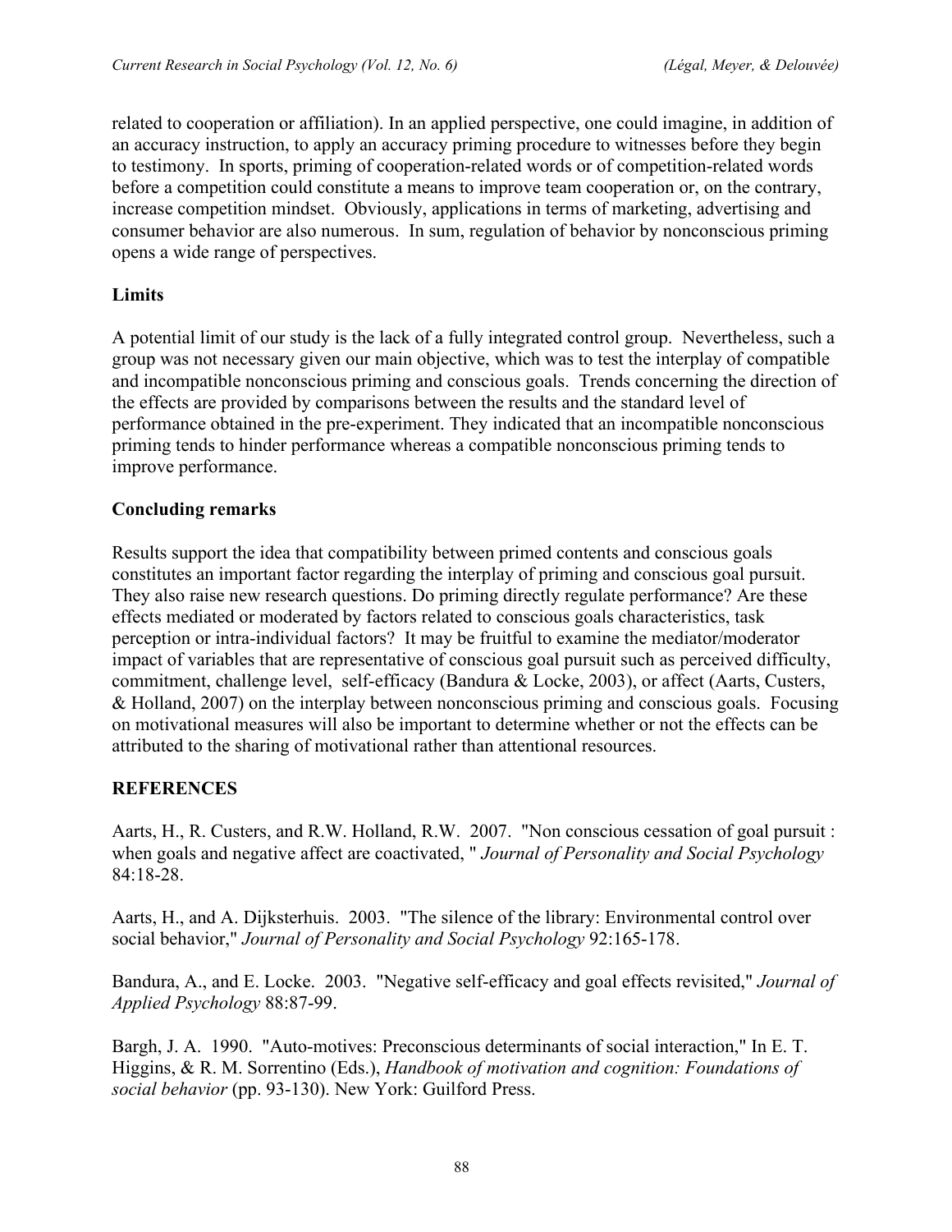related to cooperation or affiliation). In an applied perspective, one could imagine, in addition of an accuracy instruction, to apply an accuracy priming procedure to witnesses before they begin to testimony. In sports, priming of cooperation-related words or of competition-related words before a competition could constitute a means to improve team cooperation or, on the contrary, increase competition mindset. Obviously, applications in terms of marketing, advertising and consumer behavior are also numerous. In sum, regulation of behavior by nonconscious priming opens a wide range of perspectives.

## Limits

A potential limit of our study is the lack of a fully integrated control group. Nevertheless, such a group was not necessary given our main objective, which was to test the interplay of compatible and incompatible nonconscious priming and conscious goals. Trends concerning the direction of the effects are provided by comparisons between the results and the standard level of performance obtained in the pre-experiment. They indicated that an incompatible nonconscious priming tends to hinder performance whereas a compatible nonconscious priming tends to improve performance.

## Concluding remarks

Results support the idea that compatibility between primed contents and conscious goals constitutes an important factor regarding the interplay of priming and conscious goal pursuit. They also raise new research questions. Do priming directly regulate performance? Are these effects mediated or moderated by factors related to conscious goals characteristics, task perception or intra-individual factors? It may be fruitful to examine the mediator/moderator impact of variables that are representative of conscious goal pursuit such as perceived difficulty, commitment, challenge level, self-efficacy (Bandura & Locke, 2003), or affect (Aarts, Custers, & Holland, 2007) on the interplay between nonconscious priming and conscious goals. Focusing on motivational measures will also be important to determine whether or not the effects can be attributed to the sharing of motivational rather than attentional resources.

## REFERENCES

Aarts, H., R. Custers, and R.W. Holland, R.W. 2007. "Non conscious cessation of goal pursuit : when goals and negative affect are coactivated, " *Journal of Personality and Social Psychology* 84:18-28.

Aarts, H., and A. Dijksterhuis. 2003. "The silence of the library: Environmental control over social behavior," *Journal of Personality and Social Psychology* 92:165-178.

Bandura, A., and E. Locke. 2003. "Negative self-efficacy and goal effects revisited," *Journal of Applied Psychology* 88:87-99.

Bargh, J. A. 1990. "Auto-motives: Preconscious determinants of social interaction," In E. T. Higgins, & R. M. Sorrentino (Eds.), *Handbook of motivation and cognition: Foundations of social behavior* (pp. 93-130). New York: Guilford Press.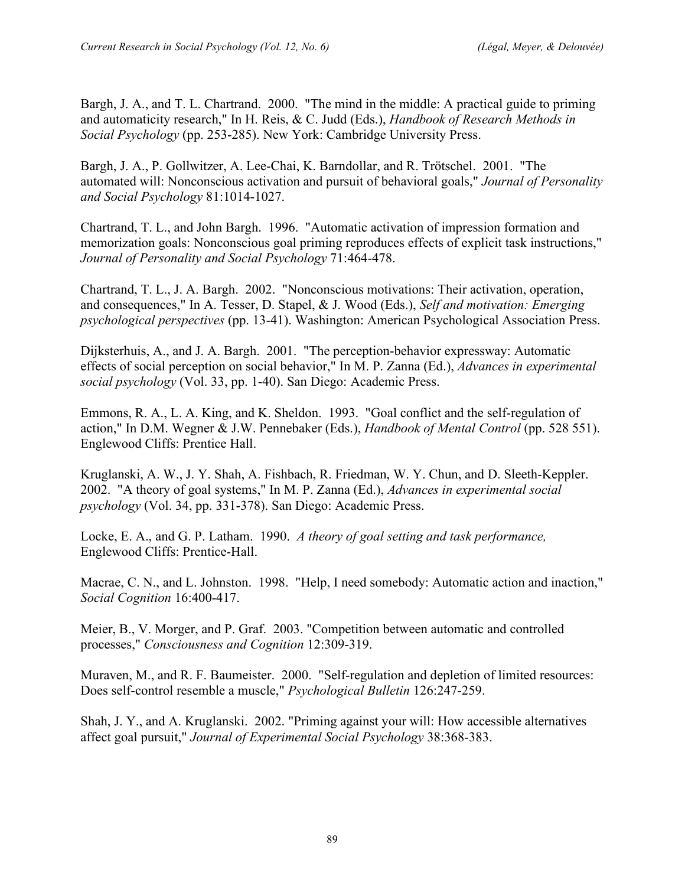Bargh, J. A., and T. L. Chartrand. 2000. "The mind in the middle: A practical guide to priming and automaticity research," In H. Reis, & C. Judd (Eds.), *Handbook of Research Methods in Social Psychology* (pp. 253-285). New York: Cambridge University Press.

Bargh, J. A., P. Gollwitzer, A. Lee-Chai, K. Barndollar, and R. Trötschel. 2001. "The automated will: Nonconscious activation and pursuit of behavioral goals," *Journal of Personality and Social Psychology* 81:1014-1027.

Chartrand, T. L., and John Bargh. 1996. "Automatic activation of impression formation and memorization goals: Nonconscious goal priming reproduces effects of explicit task instructions," *Journal of Personality and Social Psychology* 71:464-478.

Chartrand, T. L., J. A. Bargh. 2002. "Nonconscious motivations: Their activation, operation, and consequences," In A. Tesser, D. Stapel, & J. Wood (Eds.), *Self and motivation: Emerging psychological perspectives* (pp. 13-41). Washington: American Psychological Association Press.

Dijksterhuis, A., and J. A. Bargh. 2001. "The perception-behavior expressway: Automatic effects of social perception on social behavior," In M. P. Zanna (Ed.), *Advances in experimental social psychology* (Vol. 33, pp. 1-40). San Diego: Academic Press.

Emmons, R. A., L. A. King, and K. Sheldon. 1993. "Goal conflict and the self-regulation of action," In D.M. Wegner & J.W. Pennebaker (Eds.), *Handbook of Mental Control* (pp. 528 551). Englewood Cliffs: Prentice Hall.

Kruglanski, A. W., J. Y. Shah, A. Fishbach, R. Friedman, W. Y. Chun, and D. Sleeth-Keppler. 2002. "A theory of goal systems," In M. P. Zanna (Ed.), *Advances in experimental social psychology* (Vol. 34, pp. 331-378). San Diego: Academic Press.

Locke, E. A., and G. P. Latham. 1990. *A theory of goal setting and task performance,* Englewood Cliffs: Prentice-Hall.

Macrae, C. N., and L. Johnston. 1998. "Help, I need somebody: Automatic action and inaction," *Social Cognition* 16:400-417.

Meier, B., V. Morger, and P. Graf. 2003. "Competition between automatic and controlled processes," *Consciousness and Cognition* 12:309-319.

Muraven, M., and R. F. Baumeister. 2000. "Self-regulation and depletion of limited resources: Does self-control resemble a muscle," *Psychological Bulletin* 126:247-259.

Shah, J. Y., and A. Kruglanski. 2002. "Priming against your will: How accessible alternatives affect goal pursuit," *Journal of Experimental Social Psychology* 38:368-383.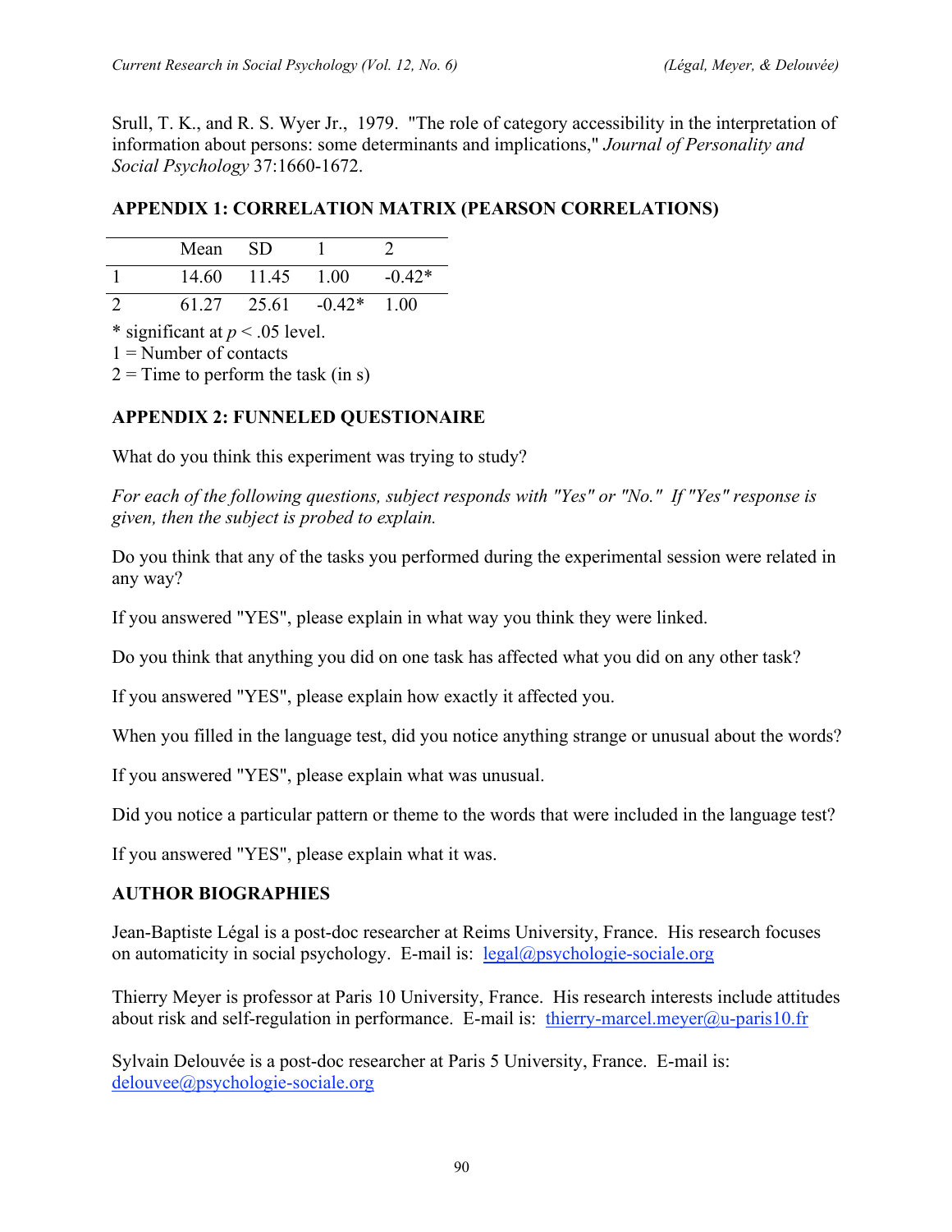Srull, T. K., and R. S. Wyer Jr., 1979. "The role of category accessibility in the interpretation of information about persons: some determinants and implications," *Journal of Personality and Social Psychology* 37:1660-1672.

## APPENDIX 1: CORRELATION MATRIX (PEARSON CORRELATIONS)

| | Mean | SD | 1 | 2 |
|---|---|---|---|---|
| 1 | 14.60 | 11.45 | 1.00 | -0.42* |
| 2 | 61.27 | 25.61 | -0.42* | 1.00 |

\* significant at $p < .05$ level.
1 = Number of contacts
2 = Time to perform the task (in s)

## APPENDIX 2: FUNNELED QUESTIONAIRE

What do you think this experiment was trying to study?

*For each of the following questions, subject responds with "Yes" or "No." If "Yes" response is given, then the subject is probed to explain.*

Do you think that any of the tasks you performed during the experimental session were related in any way?

If you answered "YES", please explain in what way you think they were linked.

Do you think that anything you did on one task has affected what you did on any other task?

If you answered "YES", please explain how exactly it affected you.

When you filled in the language test, did you notice anything strange or unusual about the words?

If you answered "YES", please explain what was unusual.

Did you notice a particular pattern or theme to the words that were included in the language test?

If you answered "YES", please explain what it was.

## AUTHOR BIOGRAPHIES

Jean-Baptiste Légal is a post-doc researcher at Reims University, France. His research focuses on automaticity in social psychology. E-mail is: legal@psychologie-sociale.org

Thierry Meyer is professor at Paris 10 University, France. His research interests include attitudes about risk and self-regulation in performance. E-mail is: thierry-marcel.meyer@u-paris10.fr

Sylvain Delouvée is a post-doc researcher at Paris 5 University, France. E-mail is: delouvee@psychologie-sociale.org